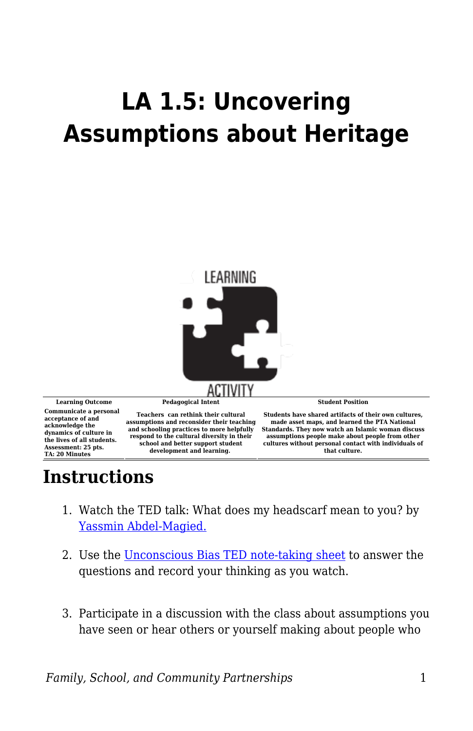# LA 1.5: Uncovering Assumptions about Heritage

| Learning Outcome | Pedagogical Intent | Student Position |
|---|---|---|
| Communicate a personal acceptance of and acknowledge the dynamics of culture in the lives of all students. Assessment: 25 pts. TA: 20 Minutes | Teachers can rethink their cultural assumptions and reconsider their teaching and schooling practices to more helpfully respond to the cultural diversity in their school and better support student development and learning. | Students have shared artifacts of their own cultures, made asset maps, and learned the PTA National Standards. They now watch an Islamic woman discuss assumptions people make about people from other cultures without personal contact with individuals of that culture. |

## Instructions

1. Watch the TED talk: What does my headscarf mean to you? by Yassmin Abdel-Magied.
2. Use the Unconscious Bias TED note-taking sheet to answer the questions and record your thinking as you watch.
3. Participate in a discussion with the class about assumptions you have seen or hear others or yourself making about people who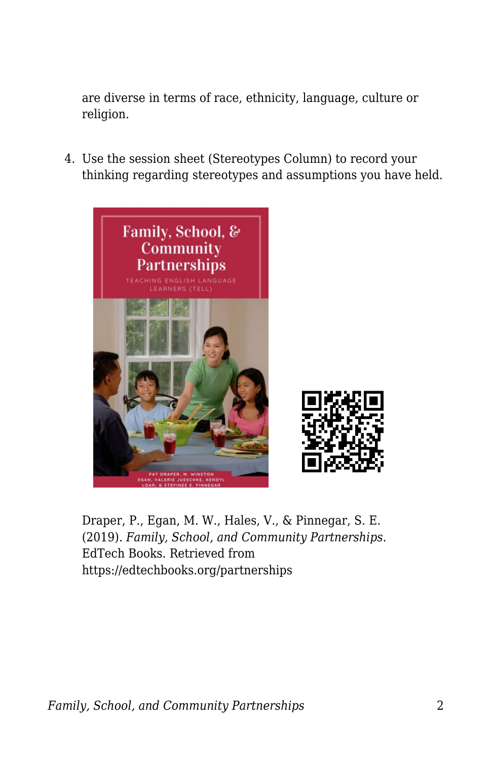are diverse in terms of race, ethnicity, language, culture or religion.

4. Use the session sheet (Stereotypes Column) to record your thinking regarding stereotypes and assumptions you have held.

Draper, P., Egan, M. W., Hales, V., & Pinnegar, S. E. (2019). *Family, School, and Community Partnerships*. EdTech Books. Retrieved from https://edtechbooks.org/partnerships